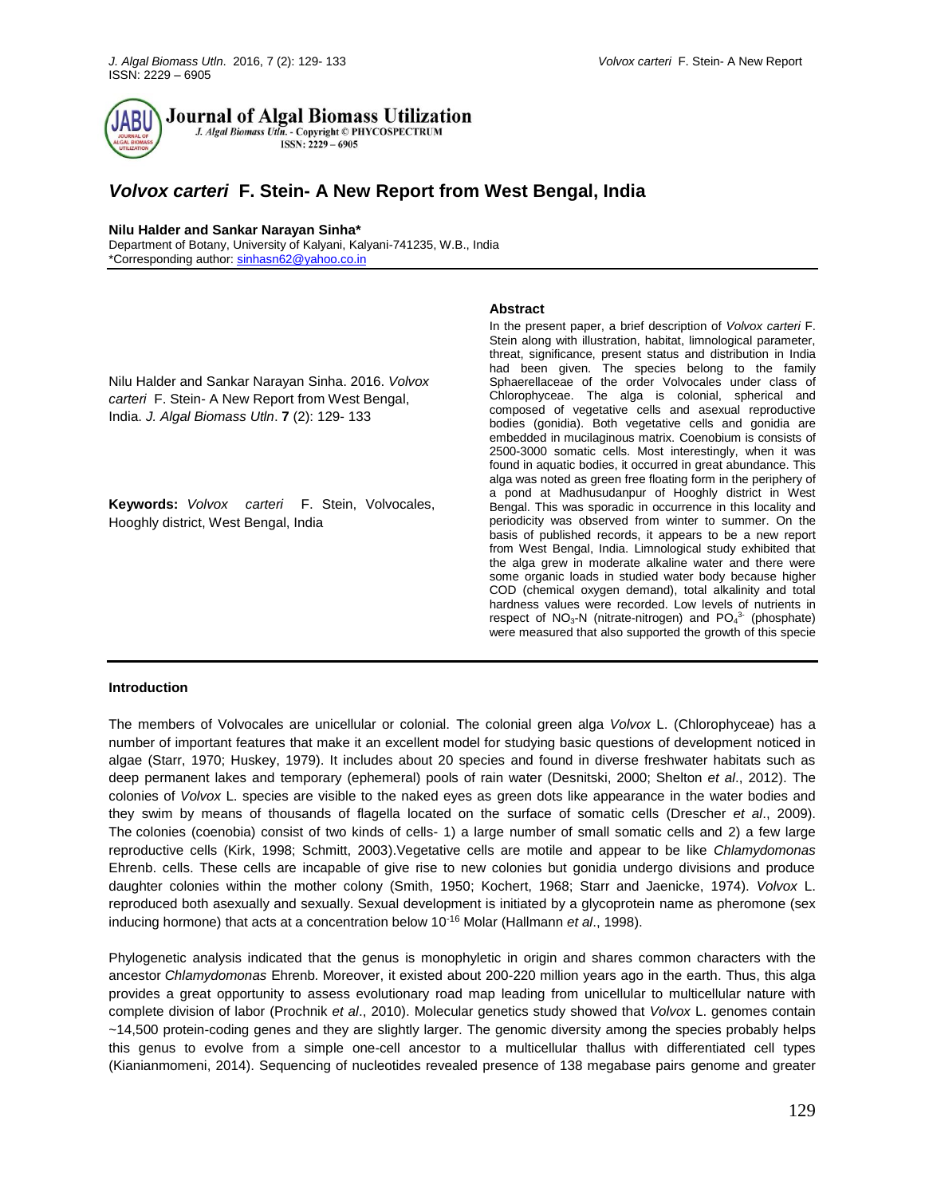# *Volvox carteri* F. Stein- A New Report from West Bengal, India

**Nilu Halder and Sankar Narayan Sinha***

Department of Botany, University of Kalyani, Kalyani-741235, W.B., India

*Corresponding author: sinhasn62@yahoo.co.in

Nilu Halder and Sankar Narayan Sinha. 2016. *Volvox carteri* F. Stein- A New Report from West Bengal, India. *J. Algal Biomass Utln*. **7** (2): 129- 133

**Keywords:** *Volvox carteri* F. Stein, Volvocales, Hooghly district, West Bengal, India

## Abstract

In the present paper, a brief description of *Volvox carteri* F. Stein along with illustration, habitat, limnological parameter, threat, significance, present status and distribution in India had been given. The species belong to the family Sphaerellaceae of the order Volvocales under class of Chlorophyceae. The alga is colonial, spherical and composed of vegetative cells and asexual reproductive bodies (gonidia). Both vegetative cells and gonidia are embedded in mucilaginous matrix. Coenobium is consists of 2500-3000 somatic cells. Most interestingly, when it was found in aquatic bodies, it occurred in great abundance. This alga was noted as green free floating form in the periphery of a pond at Madhusudanpur of Hooghly district in West Bengal. This was sporadic in occurrence in this locality and periodicity was observed from winter to summer. On the basis of published records, it appears to be a new report from West Bengal, India. Limnological study exhibited that the alga grew in moderate alkaline water and there were some organic loads in studied water body because higher COD (chemical oxygen demand), total alkalinity and total hardness values were recorded. Low levels of nutrients in respect of $NO_3$-N (nitrate-nitrogen) and $PO_4^{3-}$ (phosphate) were measured that also supported the growth of this specie

## Introduction

The members of Volvocales are unicellular or colonial. The colonial green alga *Volvox* L. (Chlorophyceae) has a number of important features that make it an excellent model for studying basic questions of development noticed in algae (Starr, 1970; Huskey, 1979). It includes about 20 species and found in diverse freshwater habitats such as deep permanent lakes and temporary (ephemeral) pools of rain water (Desnitski, 2000; Shelton *et al*., 2012). The colonies of *Volvox* L. species are visible to the naked eyes as green dots like appearance in the water bodies and they swim by means of thousands of flagella located on the surface of somatic cells (Drescher *et al*., 2009). The colonies (coenobia) consist of two kinds of cells- 1) a large number of small somatic cells and 2) a few large reproductive cells (Kirk, 1998; Schmitt, 2003).Vegetative cells are motile and appear to be like *Chlamydomonas* Ehrenb. cells. These cells are incapable of give rise to new colonies but gonidia undergo divisions and produce daughter colonies within the mother colony (Smith, 1950; Kochert, 1968; Starr and Jaenicke, 1974). *Volvox* L. reproduced both asexually and sexually. Sexual development is initiated by a glycoprotein name as pheromone (sex inducing hormone) that acts at a concentration below $10^{-16}$ Molar (Hallmann *et al*., 1998).

Phylogenetic analysis indicated that the genus is monophyletic in origin and shares common characters with the ancestor *Chlamydomonas* Ehrenb. Moreover, it existed about 200-220 million years ago in the earth. Thus, this alga provides a great opportunity to assess evolutionary road map leading from unicellular to multicellular nature with complete division of labor (Prochnik *et al*., 2010). Molecular genetics study showed that *Volvox* L. genomes contain ~14,500 protein-coding genes and they are slightly larger. The genomic diversity among the species probably helps this genus to evolve from a simple one-cell ancestor to a multicellular thallus with differentiated cell types (Kianianmomeni, 2014). Sequencing of nucleotides revealed presence of 138 megabase pairs genome and greater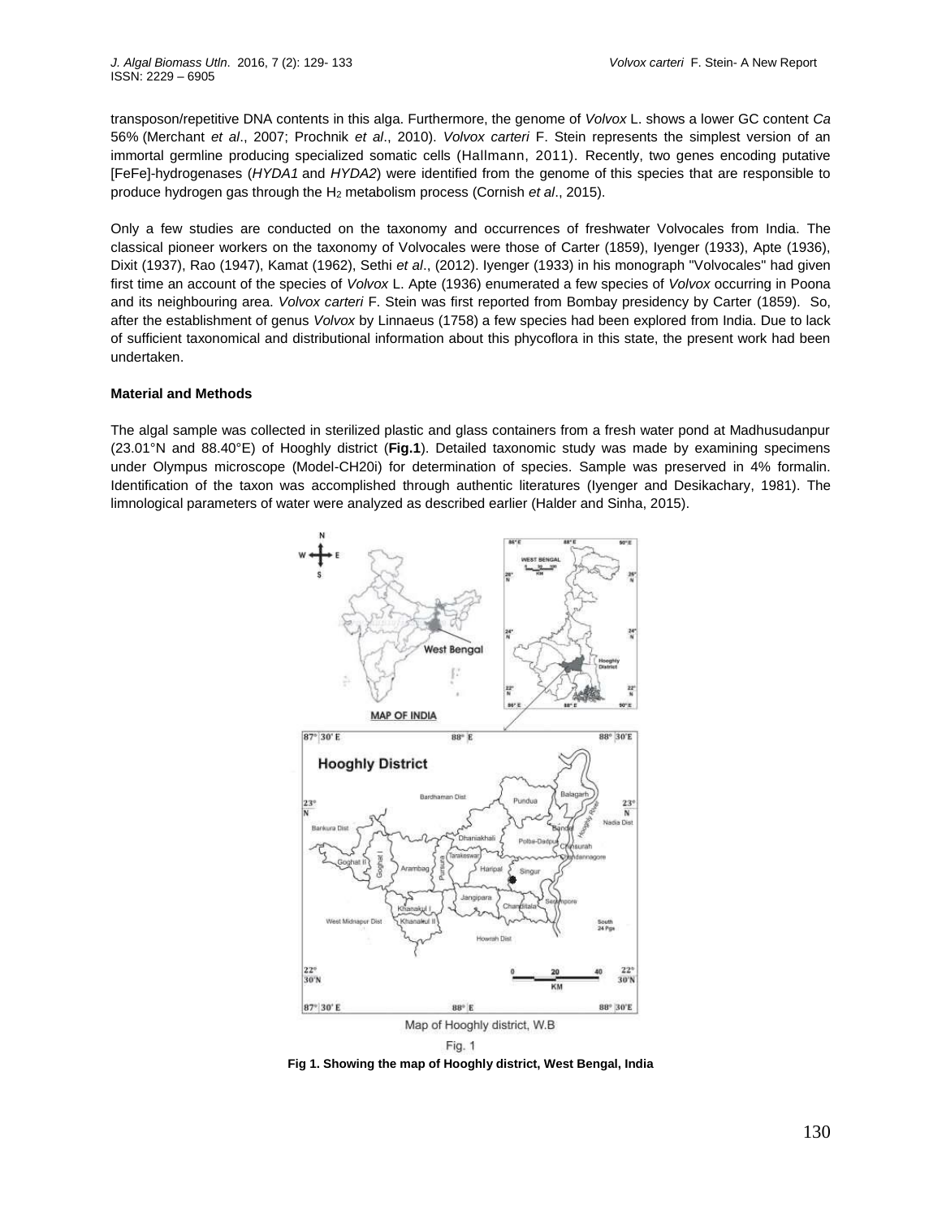transposon/repetitive DNA contents in this alga. Furthermore, the genome of *Volvox* L. shows a lower GC content *Ca* 56% (Merchant *et al*., 2007; Prochnik *et al*., 2010). *Volvox carteri* F. Stein represents the simplest version of an immortal germline producing specialized somatic cells (Hallmann, 2011). Recently, two genes encoding putative [FeFe]-hydrogenases (*HYDA1* and *HYDA2*) were identified from the genome of this species that are responsible to produce hydrogen gas through the $H_2$ metabolism process (Cornish *et al*., 2015).

Only a few studies are conducted on the taxonomy and occurrences of freshwater Volvocales from India. The classical pioneer workers on the taxonomy of Volvocales were those of Carter (1859), Iyenger (1933), Apte (1936), Dixit (1937), Rao (1947), Kamat (1962), Sethi *et al*., (2012). Iyenger (1933) in his monograph "Volvocales" had given first time an account of the species of *Volvox* L. Apte (1936) enumerated a few species of *Volvox* occurring in Poona and its neighbouring area. *Volvox carteri* F. Stein was first reported from Bombay presidency by Carter (1859). So, after the establishment of genus *Volvox* by Linnaeus (1758) a few species had been explored from India. Due to lack of sufficient taxonomical and distributional information about this phycoflora in this state, the present work had been undertaken.

**Material and Methods**

The algal sample was collected in sterilized plastic and glass containers from a fresh water pond at Madhusudanpur (23.01°N and 88.40°E) of Hooghly district (**Fig.1**). Detailed taxonomic study was made by examining specimens under Olympus microscope (Model-CH20i) for determination of species. Sample was preserved in 4% formalin. Identification of the taxon was accomplished through authentic literatures (Iyenger and Desikachary, 1981). The limnological parameters of water were analyzed as described earlier (Halder and Sinha, 2015).

Map of Hooghly district, W.B

Fig. 1

**Fig 1. Showing the map of Hooghly district, West Bengal, India**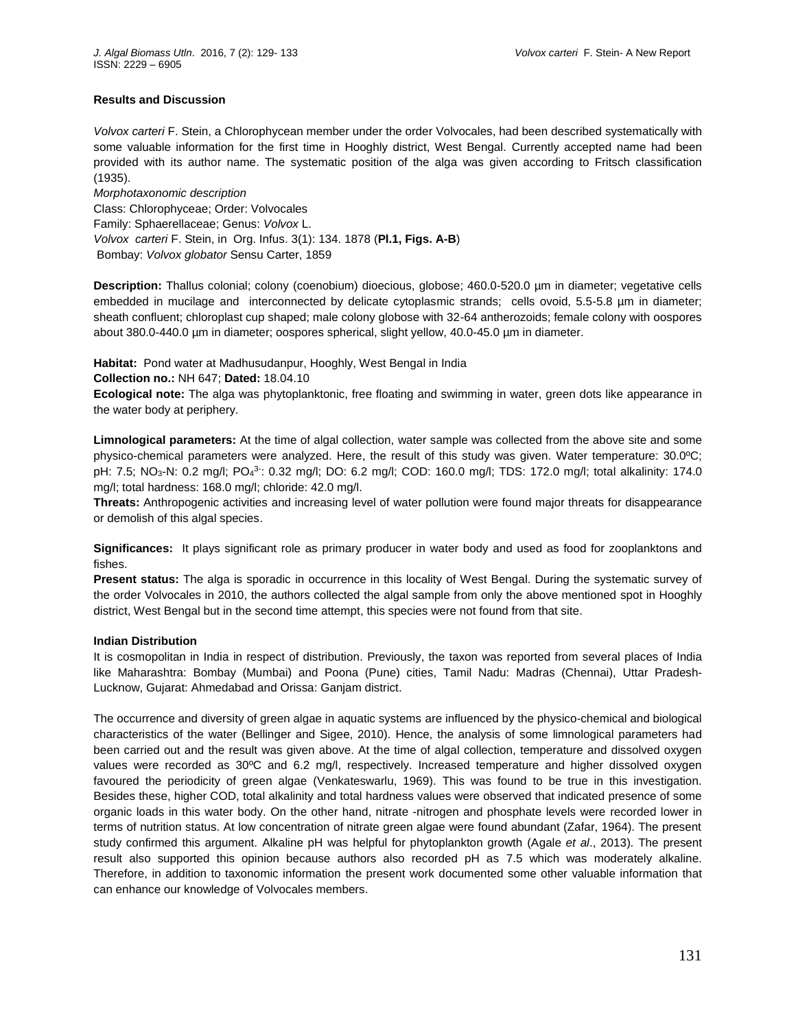## Results and Discussion

*Volvox carteri* F. Stein, a Chlorophycean member under the order Volvocales, had been described systematically with some valuable information for the first time in Hooghly district, West Bengal. Currently accepted name had been provided with its author name. The systematic position of the alga was given according to Fritsch classification (1935).

*Morphotaxonomic description*

Class: Chlorophyceae; Order: Volvocales

Family: Sphaerellaceae; Genus: *Volvox* L.

*Volvox carteri* F. Stein, in Org. Infus. 3(1): 134. 1878 (**Pl.1, Figs. A-B**)

Bombay: *Volvox globator* Sensu Carter, 1859

**Description:** Thallus colonial; colony (coenobium) dioecious, globose; 460.0-520.0 µm in diameter; vegetative cells embedded in mucilage and interconnected by delicate cytoplasmic strands; cells ovoid, 5.5-5.8 µm in diameter; sheath confluent; chloroplast cup shaped; male colony globose with 32-64 antherozoids; female colony with oospores about 380.0-440.0 µm in diameter; oospores spherical, slight yellow, 40.0-45.0 µm in diameter.

**Habitat:** Pond water at Madhusudanpur, Hooghly, West Bengal in India

**Collection no.:** NH 647; **Dated:** 18.04.10

**Ecological note:** The alga was phytoplanktonic, free floating and swimming in water, green dots like appearance in the water body at periphery.

**Limnological parameters:** At the time of algal collection, water sample was collected from the above site and some physico-chemical parameters were analyzed. Here, the result of this study was given. Water temperature: 30.0ºC; pH: 7.5; $NO_3$-N: 0.2 mg/l; $PO_4^{3-}$: 0.32 mg/l; DO: 6.2 mg/l; COD: 160.0 mg/l; TDS: 172.0 mg/l; total alkalinity: 174.0 mg/l; total hardness: 168.0 mg/l; chloride: 42.0 mg/l.

**Threats:** Anthropogenic activities and increasing level of water pollution were found major threats for disappearance or demolish of this algal species.

**Significances:** It plays significant role as primary producer in water body and used as food for zooplanktons and fishes.

**Present status:** The alga is sporadic in occurrence in this locality of West Bengal. During the systematic survey of the order Volvocales in 2010, the authors collected the algal sample from only the above mentioned spot in Hooghly district, West Bengal but in the second time attempt, this species were not found from that site.

### Indian Distribution

It is cosmopolitan in India in respect of distribution. Previously, the taxon was reported from several places of India like Maharashtra: Bombay (Mumbai) and Poona (Pune) cities, Tamil Nadu: Madras (Chennai), Uttar Pradesh-Lucknow, Gujarat: Ahmedabad and Orissa: Ganjam district.

The occurrence and diversity of green algae in aquatic systems are influenced by the physico-chemical and biological characteristics of the water (Bellinger and Sigee, 2010). Hence, the analysis of some limnological parameters had been carried out and the result was given above. At the time of algal collection, temperature and dissolved oxygen values were recorded as 30ºC and 6.2 mg/l, respectively. Increased temperature and higher dissolved oxygen favoured the periodicity of green algae (Venkateswarlu, 1969). This was found to be true in this investigation. Besides these, higher COD, total alkalinity and total hardness values were observed that indicated presence of some organic loads in this water body. On the other hand, nitrate -nitrogen and phosphate levels were recorded lower in terms of nutrition status. At low concentration of nitrate green algae were found abundant (Zafar, 1964). The present study confirmed this argument. Alkaline pH was helpful for phytoplankton growth (Agale *et al*., 2013). The present result also supported this opinion because authors also recorded pH as 7.5 which was moderately alkaline. Therefore, in addition to taxonomic information the present work documented some other valuable information that can enhance our knowledge of Volvocales members.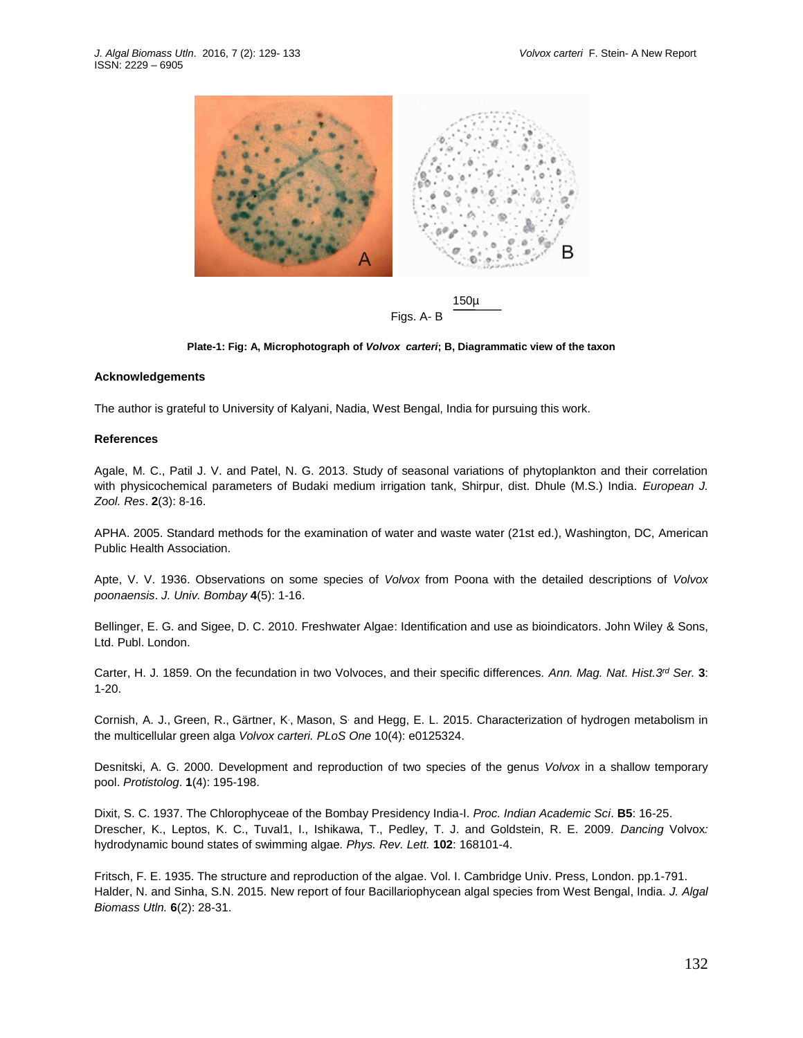150µ

Figs. A- B

**Plate-1: Fig: A, Microphotograph of *Volvox carteri*; B, Diagrammatic view of the taxon**

**Acknowledgements**

The author is grateful to University of Kalyani, Nadia, West Bengal, India for pursuing this work.

**References**

Agale, M. C., Patil J. V. and Patel, N. G. 2013. Study of seasonal variations of phytoplankton and their correlation with physicochemical parameters of Budaki medium irrigation tank, Shirpur, dist. Dhule (M.S.) India. *European J. Zool. Res*. **2**(3): 8-16.

APHA. 2005. Standard methods for the examination of water and waste water (21st ed.), Washington, DC, American Public Health Association.

Apte, V. V. 1936. Observations on some species of *Volvox* from Poona with the detailed descriptions of *Volvox poonaensis*. *J. Univ. Bombay* **4**(5): 1-16.

Bellinger, E. G. and Sigee, D. C. 2010. Freshwater Algae: Identification and use as bioindicators. John Wiley & Sons, Ltd. Publ. London.

Carter, H. J. 1859. On the fecundation in two Volvoces, and their specific differences. *Ann. Mag. Nat. Hist.3rd Ser.* **3**: 1-20.

Cornish, A. J., Green, R., Gärtner, K., Mason, S and Hegg, E. L. 2015. Characterization of hydrogen metabolism in the multicellular green alga *Volvox carteri. PLoS One* 10(4): e0125324.

Desnitski, A. G. 2000. Development and reproduction of two species of the genus *Volvox* in a shallow temporary pool. *Protistolog*. **1**(4): 195-198.

Dixit, S. C. 1937. The Chlorophyceae of the Bombay Presidency India-I. *Proc. Indian Academic Sci*. **B5**: 16-25.

Drescher, K., Leptos, K. C., Tuval1, I., Ishikawa, T., Pedley, T. J. and Goldstein, R. E. 2009. *Dancing* Volvox*:* hydrodynamic bound states of swimming algae*. Phys. Rev. Lett.* **102**: 168101-4.

Fritsch, F. E. 1935. The structure and reproduction of the algae. Vol. I. Cambridge Univ. Press, London. pp.1-791.

Halder, N. and Sinha, S.N. 2015. New report of four Bacillariophycean algal species from West Bengal, India. *J. Algal Biomass Utln.* **6**(2): 28-31.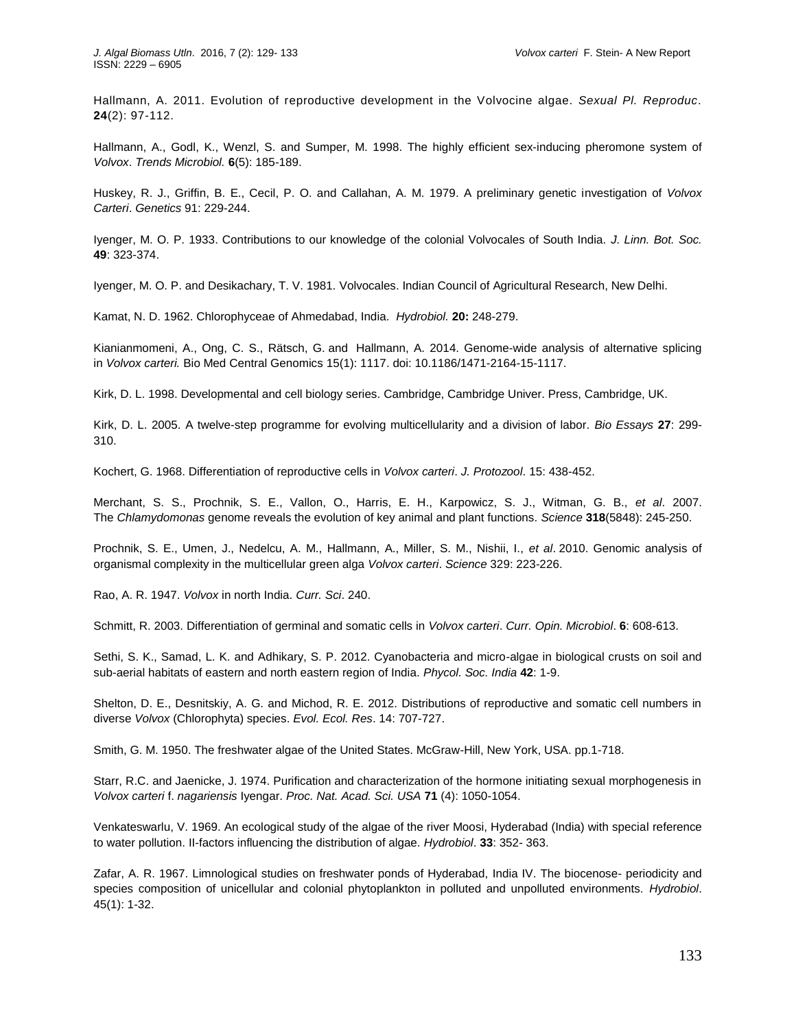Hallmann, A. 2011. Evolution of reproductive development in the Volvocine algae. *Sexual Pl. Reproduc*. **24**(2): 97-112.

Hallmann, A., Godl, K., Wenzl, S. and Sumper, M. 1998. The highly efficient sex-inducing pheromone system of *Volvox*. *Trends Microbiol.* **6**(5): 185-189.

Huskey, R. J., Griffin, B. E., Cecil, P. O. and Callahan, A. M. 1979. A preliminary genetic investigation of *Volvox Carteri*. *Genetics* 91: 229-244.

Iyenger, M. O. P. 1933. Contributions to our knowledge of the colonial Volvocales of South India. *J. Linn. Bot. Soc.* **49**: 323-374.

Iyenger, M. O. P. and Desikachary, T. V. 1981. Volvocales. Indian Council of Agricultural Research, New Delhi.

Kamat, N. D. 1962. Chlorophyceae of Ahmedabad, India. *Hydrobiol.* **20:** 248-279.

Kianianmomeni, A., Ong, C. S., Rätsch, G. and Hallmann, A. 2014. Genome-wide analysis of alternative splicing in *Volvox carteri.* Bio Med Central Genomics 15(1): 1117. doi: 10.1186/1471-2164-15-1117.

Kirk, D. L. 1998. Developmental and cell biology series. Cambridge, Cambridge Univer. Press, Cambridge, UK.

Kirk, D. L. 2005. A twelve-step programme for evolving multicellularity and a division of labor. *Bio Essays* **27**: 299-310.

Kochert, G. 1968. Differentiation of reproductive cells in *Volvox carteri*. *J. Protozool*. 15: 438-452.

Merchant, S. S., Prochnik, S. E., Vallon, O., Harris, E. H., Karpowicz, S. J., Witman, G. B., *et al*. 2007. The *Chlamydomonas* genome reveals the evolution of key animal and plant functions. *Science* **318**(5848): 245-250.

Prochnik, S. E., Umen, J., Nedelcu, A. M., Hallmann, A., Miller, S. M., Nishii, I., *et al*. 2010. Genomic analysis of organismal complexity in the multicellular green alga *Volvox carteri*. *Science* 329: 223-226.

Rao, A. R. 1947. *Volvox* in north India. *Curr. Sci*. 240.

Schmitt, R. 2003. Differentiation of germinal and somatic cells in *Volvox carteri*. *Curr. Opin. Microbiol*. **6**: 608-613.

Sethi, S. K., Samad, L. K. and Adhikary, S. P. 2012. Cyanobacteria and micro-algae in biological crusts on soil and sub-aerial habitats of eastern and north eastern region of India. *Phycol. Soc. India* **42**: 1-9.

Shelton, D. E., Desnitskiy, A. G. and Michod, R. E. 2012. Distributions of reproductive and somatic cell numbers in diverse *Volvox* (Chlorophyta) species. *Evol. Ecol. Res*. 14: 707-727.

Smith, G. M. 1950. The freshwater algae of the United States. McGraw-Hill, New York, USA. pp.1-718.

Starr, R.C. and Jaenicke, J. 1974. Purification and characterization of the hormone initiating sexual morphogenesis in *Volvox carteri* f. *nagariensis* Iyengar. *Proc. Nat. Acad. Sci. USA* **71** (4): 1050-1054.

Venkateswarlu, V. 1969. An ecological study of the algae of the river Moosi, Hyderabad (India) with special reference to water pollution. II-factors influencing the distribution of algae. *Hydrobiol*. **33**: 352- 363.

Zafar, A. R. 1967. Limnological studies on freshwater ponds of Hyderabad, India IV. The biocenose- periodicity and species composition of unicellular and colonial phytoplankton in polluted and unpolluted environments. *Hydrobiol*. 45(1): 1-32.